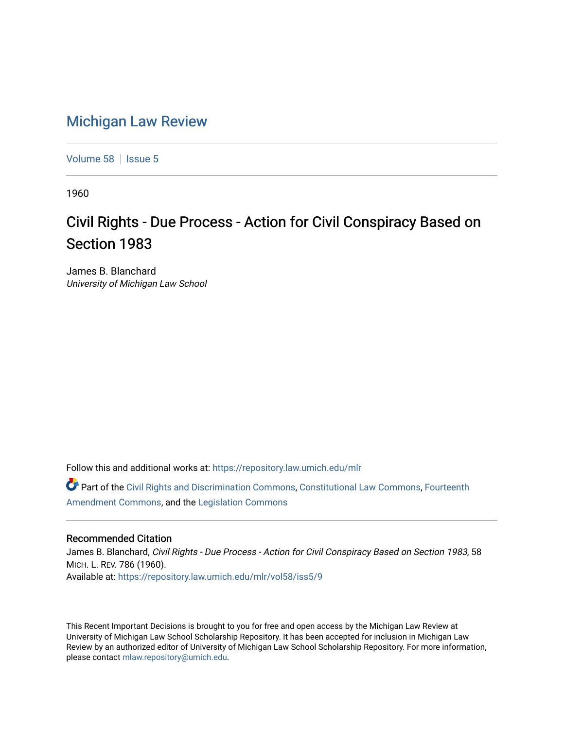# Michigan Law Review

Volume 58 | Issue 5

1960

## Civil Rights - Due Process - Action for Civil Conspiracy Based on Section 1983

James B. Blanchard
*University of Michigan Law School*

Follow this and additional works at: https://repository.law.umich.edu/mlr

Part of the Civil Rights and Discrimination Commons, Constitutional Law Commons, Fourteenth Amendment Commons, and the Legislation Commons

### Recommended Citation

James B. Blanchard, *Civil Rights - Due Process - Action for Civil Conspiracy Based on Section 1983*, 58 MICH. L. REV. 786 (1960).
Available at: https://repository.law.umich.edu/mlr/vol58/iss5/9

This Recent Important Decisions is brought to you for free and open access by the Michigan Law Review at University of Michigan Law School Scholarship Repository. It has been accepted for inclusion in Michigan Law Review by an authorized editor of University of Michigan Law School Scholarship Repository. For more information, please contact mlaw.repository@umich.edu.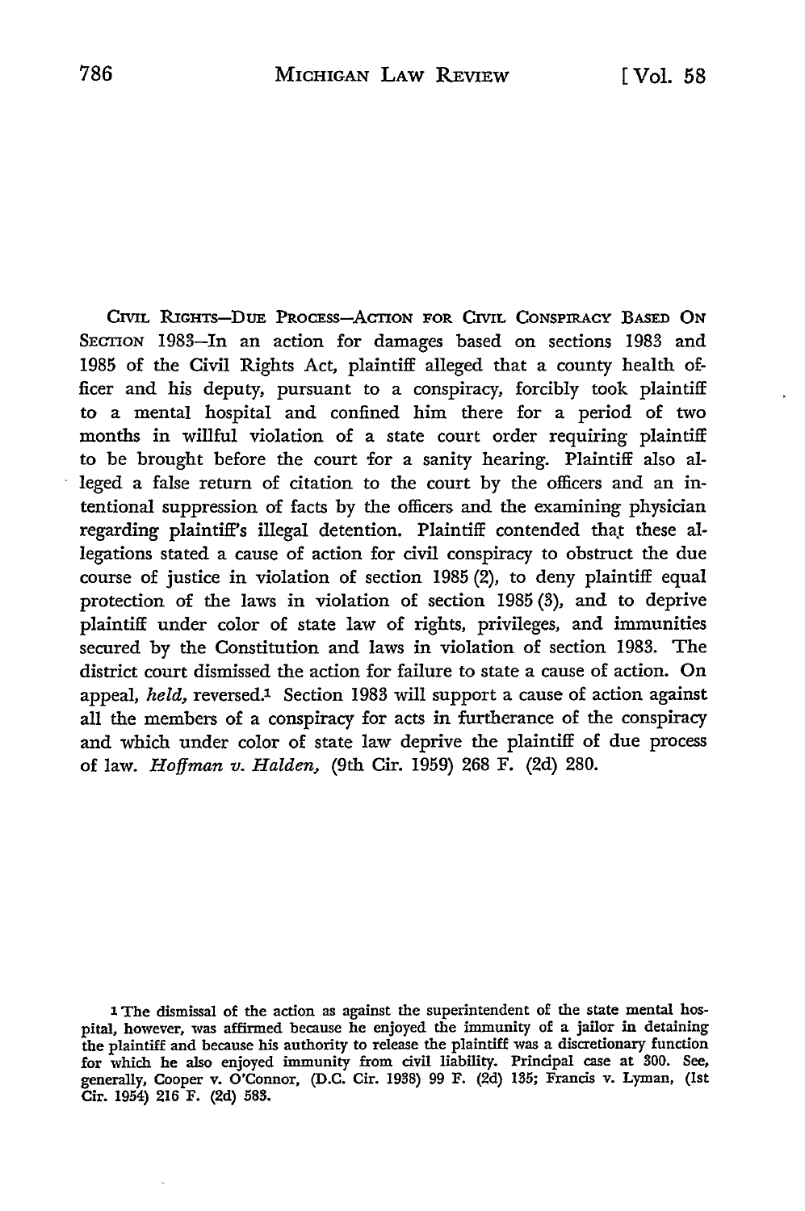CIVIL RIGHTS—DUE PROCESS—ACTION FOR CIVIL CONSPIRACY BASED ON SECTION 1983—In an action for damages based on sections 1983 and 1985 of the Civil Rights Act, plaintiff alleged that a county health officer and his deputy, pursuant to a conspiracy, forcibly took plaintiff to a mental hospital and confined him there for a period of two months in willful violation of a state court order requiring plaintiff to be brought before the court for a sanity hearing. Plaintiff also alleged a false return of citation to the court by the officers and an intentional suppression of facts by the officers and the examining physician regarding plaintiff's illegal detention. Plaintiff contended that these allegations stated a cause of action for civil conspiracy to obstruct the due course of justice in violation of section 1985 (2), to deny plaintiff equal protection of the laws in violation of section 1985 (3), and to deprive plaintiff under color of state law of rights, privileges, and immunities secured by the Constitution and laws in violation of section 1983. The district court dismissed the action for failure to state a cause of action. On appeal, *held,* reversed.[1] Section 1983 will support a cause of action against all the members of a conspiracy for acts in furtherance of the conspiracy and which under color of state law deprive the plaintiff of due process of law. *Hoffman v. Halden,* (9th Cir. 1959) 268 F. (2d) 280.

[1] The dismissal of the action as against the superintendent of the state mental hospital, however, was affirmed because he enjoyed the immunity of a jailor in detaining the plaintiff and because his authority to release the plaintiff was a discretionary function for which he also enjoyed immunity from civil liability. Principal case at 300. See, generally, Cooper v. O'Connor, (D.C. Cir. 1938) 99 F. (2d) 135; Francis v. Lyman, (1st Cir. 1954) 216 F. (2d) 583.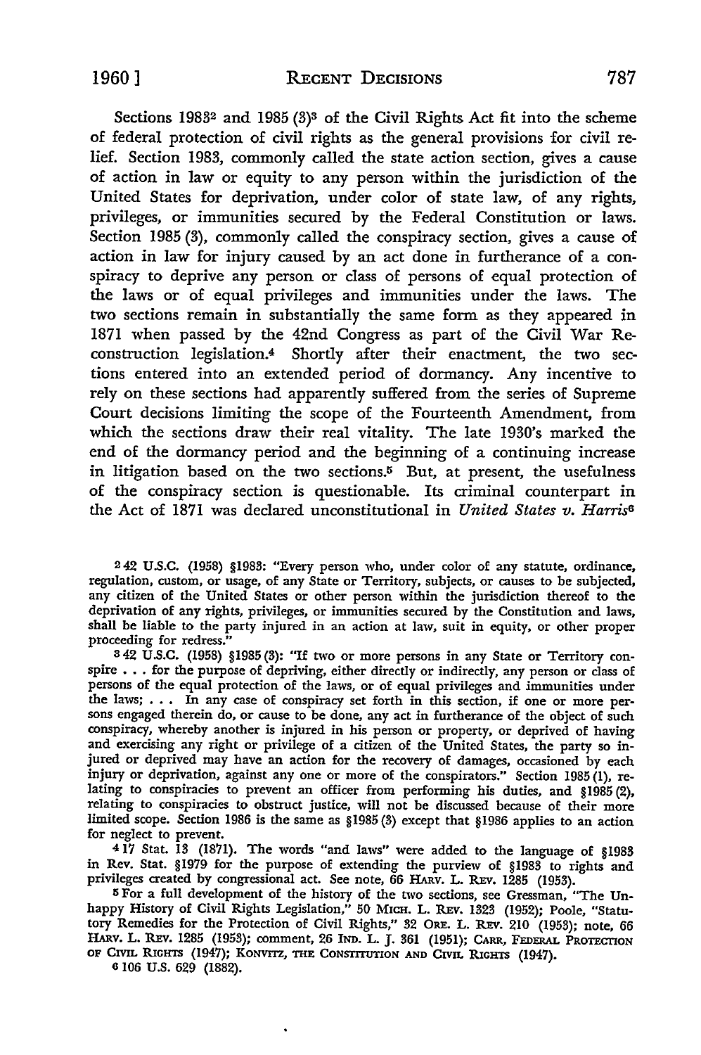Sections 1983[2] and 1985 (3)[3] of the Civil Rights Act fit into the scheme of federal protection of civil rights as the general provisions for civil relief. Section 1983, commonly called the state action section, gives a cause of action in law or equity to any person within the jurisdiction of the United States for deprivation, under color of state law, of any rights, privileges, or immunities secured by the Federal Constitution or laws. Section 1985 (3), commonly called the conspiracy section, gives a cause of action in law for injury caused by an act done in furtherance of a conspiracy to deprive any person or class of persons of equal protection of the laws or of equal privileges and immunities under the laws. The two sections remain in substantially the same form as they appeared in 1871 when passed by the 42nd Congress as part of the Civil War Reconstruction legislation.[4] Shortly after their enactment, the two sections entered into an extended period of dormancy. Any incentive to rely on these sections had apparently suffered from the series of Supreme Court decisions limiting the scope of the Fourteenth Amendment, from which the sections draw their real vitality. The late 1930's marked the end of the dormancy period and the beginning of a continuing increase in litigation based on the two sections.[5] But, at present, the usefulness of the conspiracy section is questionable. Its criminal counterpart in the Act of 1871 was declared unconstitutional in *United States v. Harris*[6]

[2] 42 U.S.C. (1958) §1983: "Every person who, under color of any statute, ordinance, regulation, custom, or usage, of any State or Territory, subjects, or causes to be subjected, any citizen of the United States or other person within the jurisdiction thereof to the deprivation of any rights, privileges, or immunities secured by the Constitution and laws, shall be liable to the party injured in an action at law, suit in equity, or other proper proceeding for redress."

[3] 42 U.S.C. (1958) §1985 (3): "If two or more persons in any State or Territory conspire . . . for the purpose of depriving, either directly or indirectly, any person or class of persons of the equal protection of the laws, or of equal privileges and immunities under the laws; . . . In any case of conspiracy set forth in this section, if one or more persons engaged therein do, or cause to be done, any act in furtherance of the object of such conspiracy, whereby another is injured in his person or property, or deprived of having and exercising any right or privilege of a citizen of the United States, the party so injured or deprived may have an action for the recovery of damages, occasioned by each injury or deprivation, against any one or more of the conspirators." Section 1985 (1), relating to conspiracies to prevent an officer from performing his duties, and §1985 (2), relating to conspiracies to obstruct justice, will not be discussed because of their more limited scope. Section 1986 is the same as §1985 (3) except that §1986 applies to an action for neglect to prevent.

[4] 17 Stat. 13 (1871). The words "and laws" were added to the language of §1983 in Rev. Stat. §1979 for the purpose of extending the purview of §1983 to rights and privileges created by congressional act. See note, 66 HARV. L. REV. 1285 (1953).

[5] For a full development of the history of the two sections, see Gressman, "The Unhappy History of Civil Rights Legislation," 50 MICH. L. REV. 1323 (1952); Poole, "Statutory Remedies for the Protection of Civil Rights," 32 ORE. L. REV. 210 (1953); note, 66 HARV. L. REV. 1285 (1953); comment, 26 IND. L. J. 361 (1951); CARR, FEDERAL PROTECTION OF CIVIL RIGHTS (1947); KONVITZ, THE CONSTITUTION AND CIVIL RIGHTS (1947).

[6] 106 U.S. 629 (1882).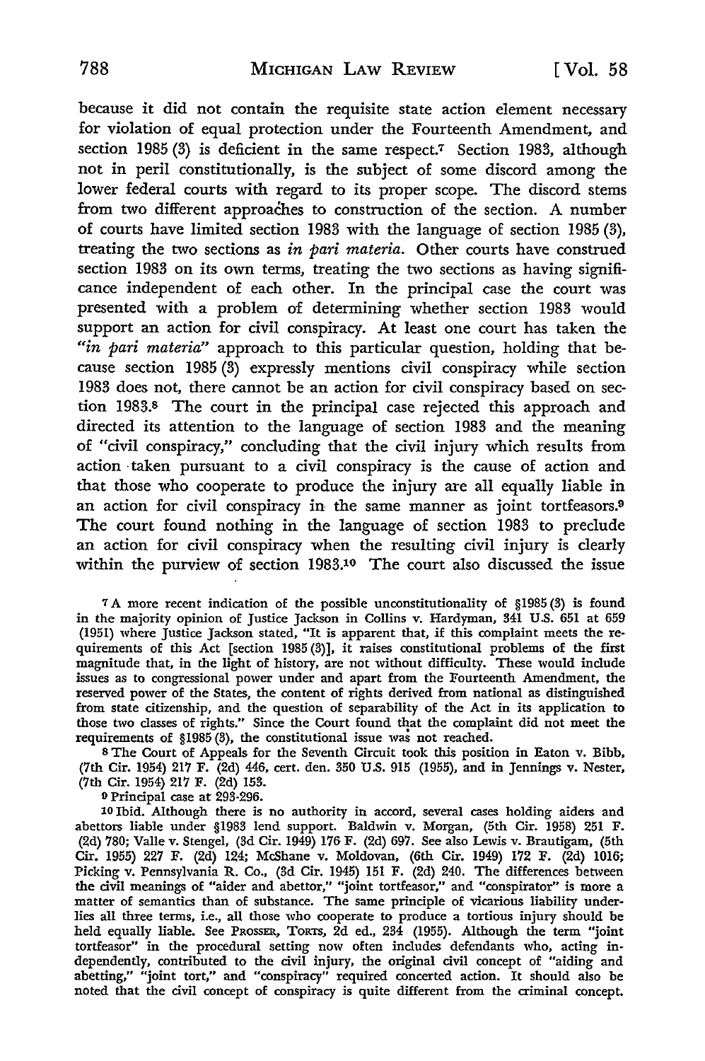because it did not contain the requisite state action element necessary for violation of equal protection under the Fourteenth Amendment, and section 1985 (3) is deficient in the same respect.[7] Section 1983, although not in peril constitutionally, is the subject of some discord among the lower federal courts with regard to its proper scope. The discord stems from two different approaches to construction of the section. A number of courts have limited section 1983 with the language of section 1985 (3), treating the two sections as *in pari materia*. Other courts have construed section 1983 on its own terms, treating the two sections as having significance independent of each other. In the principal case the court was presented with a problem of determining whether section 1983 would support an action for civil conspiracy. At least one court has taken the *"in pari materia"* approach to this particular question, holding that because section 1985 (3) expressly mentions civil conspiracy while section 1983 does not, there cannot be an action for civil conspiracy based on section 1983.[8] The court in the principal case rejected this approach and directed its attention to the language of section 1983 and the meaning of "civil conspiracy," concluding that the civil injury which results from action taken pursuant to a civil conspiracy is the cause of action and that those who cooperate to produce the injury are all equally liable in an action for civil conspiracy in the same manner as joint tortfeasors.[9] The court found nothing in the language of section 1983 to preclude an action for civil conspiracy when the resulting civil injury is clearly within the purview of section 1983.[10] The court also discussed the issue

---

[7] A more recent indication of the possible unconstitutionality of §1985 (3) is found in the majority opinion of Justice Jackson in Collins v. Hardyman, 341 U.S. 651 at 659 (1951) where Justice Jackson stated, "It is apparent that, if this complaint meets the requirements of this Act [section 1985 (3)], it raises constitutional problems of the first magnitude that, in the light of history, are not without difficulty. These would include issues as to congressional power under and apart from the Fourteenth Amendment, the reserved power of the States, the content of rights derived from national as distinguished from state citizenship, and the question of separability of the Act in its application to those two classes of rights." Since the Court found that the complaint did not meet the requirements of §1985 (3), the constitutional issue was not reached.

[8] The Court of Appeals for the Seventh Circuit took this position in Eaton v. Bibb, (7th Cir. 1954) 217 F. (2d) 446, cert. den. 350 U.S. 915 (1955), and in Jennings v. Nester, (7th Cir. 1954) 217 F. (2d) 153.

[9] Principal case at 293-296.

[10] Ibid. Although there is no authority in accord, several cases holding aiders and abettors liable under §1983 lend support. Baldwin v. Morgan, (5th Cir. 1958) 251 F. (2d) 780; Valle v. Stengel, (3d Cir. 1949) 176 F. (2d) 697. See also Lewis v. Brautigam, (5th Cir. 1955) 227 F. (2d) 124; McShane v. Moldovan, (6th Cir. 1949) 172 F. (2d) 1016; Picking v. Pennsylvania R. Co., (3d Cir. 1945) 151 F. (2d) 240. The differences between the civil meanings of "aider and abettor," "joint tortfeasor," and "conspirator" is more a matter of semantics than of substance. The same principle of vicarious liability underlies all three terms, i.e., all those who cooperate to produce a tortious injury should be held equally liable. See PROSSER, TORTS, 2d ed., 234 (1955). Although the term "joint tortfeasor" in the procedural setting now often includes defendants who, acting independently, contributed to the civil injury, the original civil concept of "aiding and abetting," "joint tort," and "conspiracy" required concerted action. It should also be noted that the civil concept of conspiracy is quite different from the criminal concept.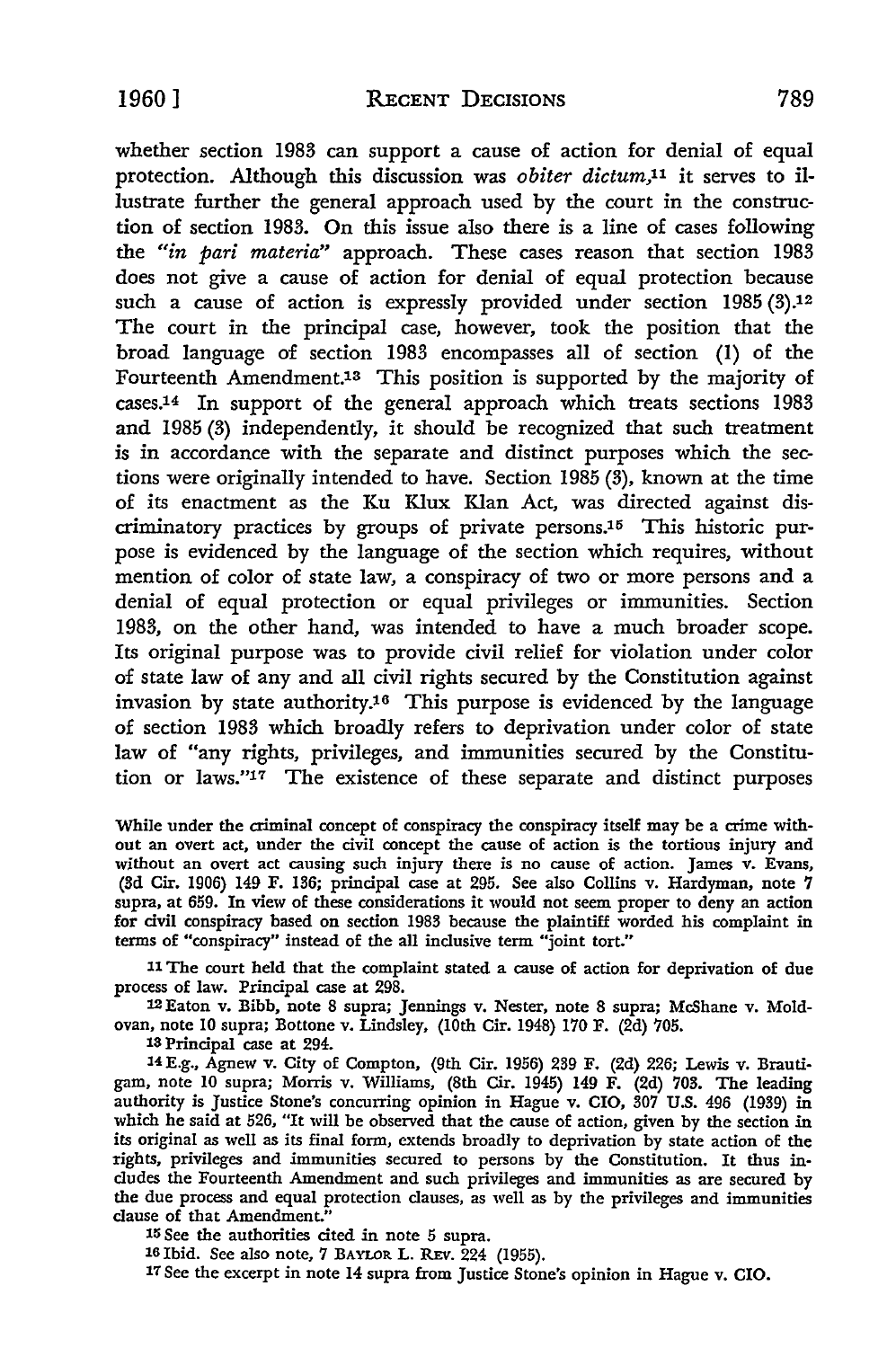whether section 1983 can support a cause of action for denial of equal protection. Although this discussion was *obiter dictum*,[11] it serves to illustrate further the general approach used by the court in the construction of section 1983. On this issue also there is a line of cases following the *"in pari materia"* approach. These cases reason that section 1983 does not give a cause of action for denial of equal protection because such a cause of action is expressly provided under section 1985 (3).[12] The court in the principal case, however, took the position that the broad language of section 1983 encompasses all of section (1) of the Fourteenth Amendment.[13] This position is supported by the majority of cases.[14] In support of the general approach which treats sections 1983 and 1985 (3) independently, it should be recognized that such treatment is in accordance with the separate and distinct purposes which the sections were originally intended to have. Section 1985 (3), known at the time of its enactment as the Ku Klux Klan Act, was directed against discriminatory practices by groups of private persons.[15] This historic purpose is evidenced by the language of the section which requires, without mention of color of state law, a conspiracy of two or more persons and a denial of equal protection or equal privileges or immunities. Section 1983, on the other hand, was intended to have a much broader scope. Its original purpose was to provide civil relief for violation under color of state law of any and all civil rights secured by the Constitution against invasion by state authority.[16] This purpose is evidenced by the language of section 1983 which broadly refers to deprivation under color of state law of "any rights, privileges, and immunities secured by the Constitution or laws."[17] The existence of these separate and distinct purposes

---

While under the criminal concept of conspiracy the conspiracy itself may be a crime without an overt act, under the civil concept the cause of action is the tortious injury and without an overt act causing such injury there is no cause of action. James v. Evans, (3d Cir. 1906) 149 F. 136; principal case at 295. See also Collins v. Hardyman, note 7 supra, at 659. In view of these considerations it would not seem proper to deny an action for civil conspiracy based on section 1983 because the plaintiff worded his complaint in terms of "conspiracy" instead of the all inclusive term "joint tort."

[11] The court held that the complaint stated a cause of action for deprivation of due process of law. Principal case at 298.

[12] Eaton v. Bibb, note 8 supra; Jennings v. Nester, note 8 supra; McShane v. Moldovan, note 10 supra; Bottone v. Lindsley, (10th Cir. 1948) 170 F. (2d) 705.

[13] Principal case at 294.

[14] E.g., Agnew v. City of Compton, (9th Cir. 1956) 239 F. (2d) 226; Lewis v. Brautigam, note 10 supra; Morris v. Williams, (8th Cir. 1945) 149 F. (2d) 703. The leading authority is Justice Stone's concurring opinion in Hague v. CIO, 307 U.S. 496 (1939) in which he said at 526, "It will be observed that the cause of action, given by the section in its original as well as its final form, extends broadly to deprivation by state action of the rights, privileges and immunities secured to persons by the Constitution. It thus includes the Fourteenth Amendment and such privileges and immunities as are secured by the due process and equal protection clauses, as well as by the privileges and immunities clause of that Amendment."

[15] See the authorities cited in note 5 supra.

[16] Ibid. See also note, 7 BAYLOR L. REV. 224 (1955).

[17] See the excerpt in note 14 supra from Justice Stone's opinion in Hague v. CIO.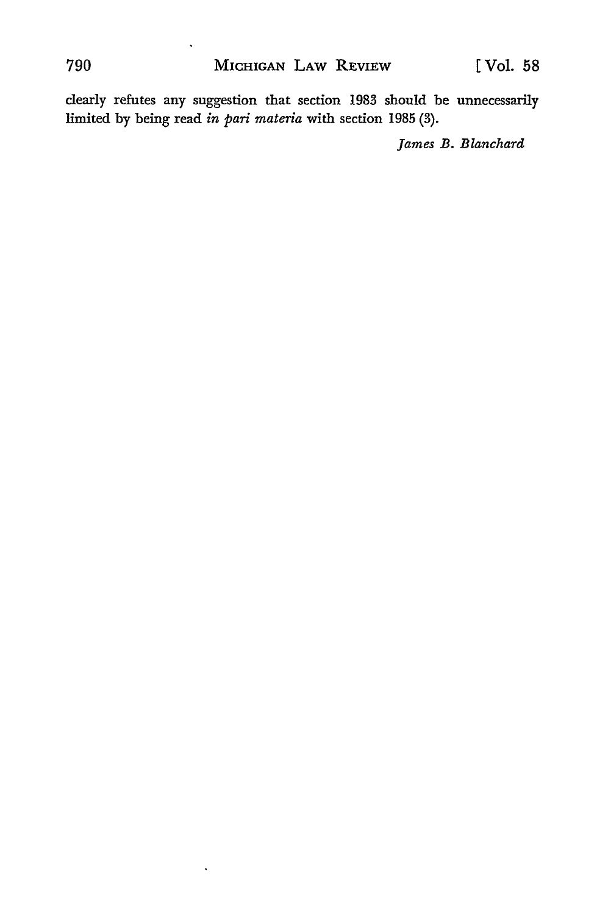clearly refutes any suggestion that section 1983 should be unnecessarily limited by being read *in pari materia* with section 1985 (3).

*James B. Blanchard*